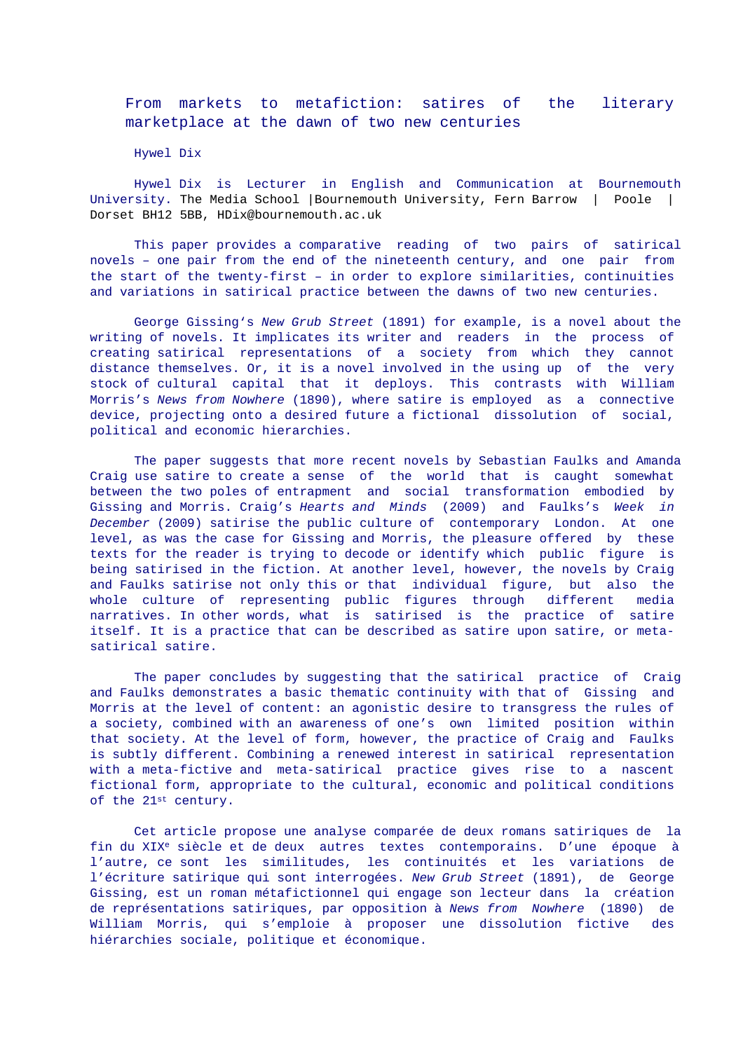# From markets to metafiction: satires of the literary marketplace at the dawn of two new centuries

Hywel Dix

Hywel Dix is Lecturer in English and Communication at Bournemouth University. The Media School |Bournemouth University, Fern Barrow | Poole | Dorset BH12 5BB, HDix@bournemouth.ac.uk

This paper provides a comparative reading of two pairs of satirical novels – one pair from the end of the nineteenth century, and one pair from the start of the twenty-first – in order to explore similarities, continuities and variations in satirical practice between the dawns of two new centuries.

George Gissing's *New Grub Street* (1891) for example, is a novel about the writing of novels. It implicates its writer and readers in the process of creating satirical representations of a society from which they cannot distance themselves. Or, it is a novel involved in the using up of the very stock of cultural capital that it deploys. This contrasts with William Morris's *News from Nowhere* (1890), where satire is employed as a connective device, projecting onto a desired future a fictional dissolution of social, political and economic hierarchies.

The paper suggests that more recent novels by Sebastian Faulks and Amanda Craig use satire to create a sense of the world that is caught somewhat between the two poles of entrapment and social transformation embodied by Gissing and Morris. Craig's *Hearts and Minds* (2009) and Faulks's *Week in December* (2009) satirise the public culture of contemporary London. At one level, as was the case for Gissing and Morris, the pleasure offered by these texts for the reader is trying to decode or identify which public figure is being satirised in the fiction. At another level, however, the novels by Craig and Faulks satirise not only this or that individual figure, but also the whole culture of representing public figures through different media narratives. In other words, what is satirised is the practice of satire itself. It is a practice that can be described as satire upon satire, or meta-satirical satire.

The paper concludes by suggesting that the satirical practice of Craig and Faulks demonstrates a basic thematic continuity with that of Gissing and Morris at the level of content: an agonistic desire to transgress the rules of a society, combined with an awareness of one's own limited position within that society. At the level of form, however, the practice of Craig and Faulks is subtly different. Combining a renewed interest in satirical representation with a meta-fictive and meta-satirical practice gives rise to a nascent fictional form, appropriate to the cultural, economic and political conditions of the 21st century.

Cet article propose une analyse comparée de deux romans satiriques de la fin du XIXe siècle et de deux autres textes contemporains. D'une époque à l'autre, ce sont les similitudes, les continuités et les variations de l'écriture satirique qui sont interrogées. *New Grub Street* (1891), de George Gissing, est un roman métafictionnel qui engage son lecteur dans la création de représentations satiriques, par opposition à *News from Nowhere* (1890) de William Morris, qui s'emploie à proposer une dissolution fictive des hiérarchies sociale, politique et économique.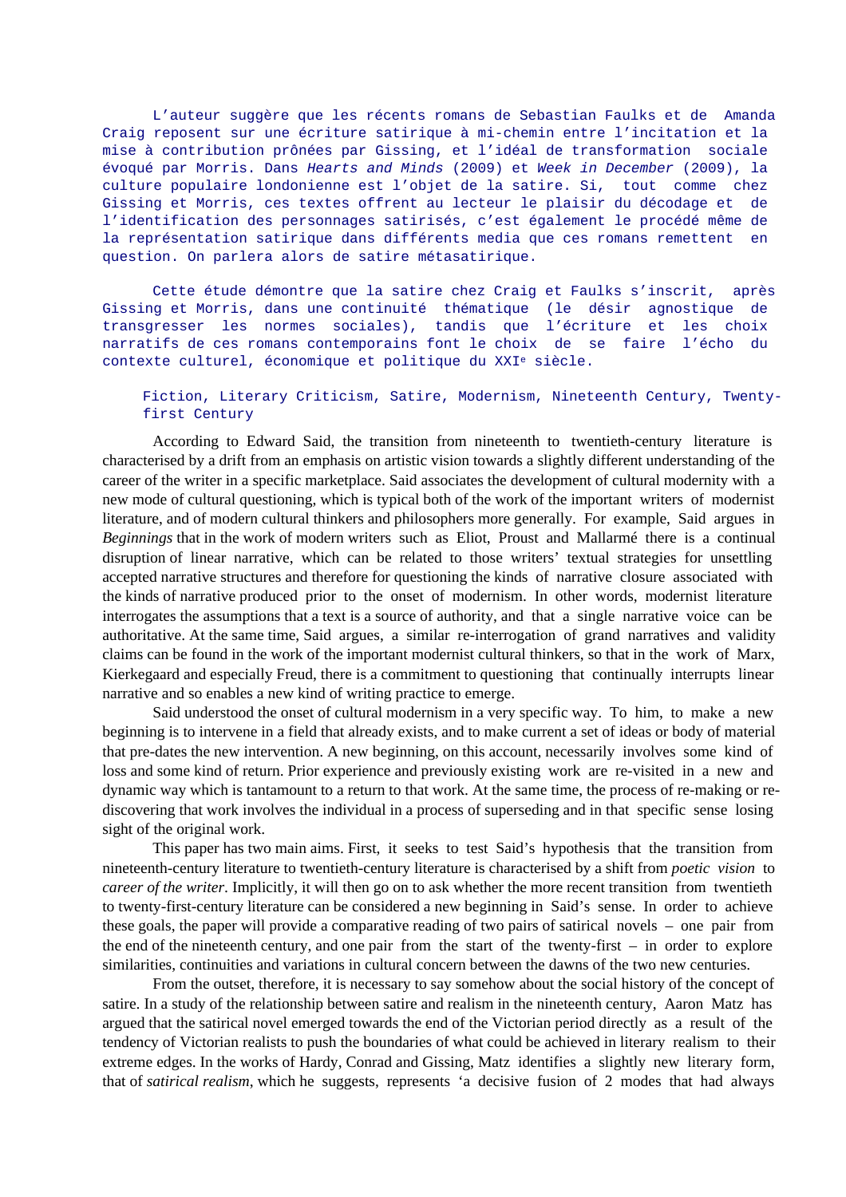L'auteur suggère que les récents romans de Sebastian Faulks et de Amanda Craig reposent sur une écriture satirique à mi-chemin entre l'incitation et la mise à contribution prônées par Gissing, et l'idéal de transformation sociale évoqué par Morris. Dans *Hearts and Minds* (2009) et *Week in December* (2009), la culture populaire londonienne est l'objet de la satire. Si, tout comme chez Gissing et Morris, ces textes offrent au lecteur le plaisir du décodage et de l'identification des personnages satirisés, c'est également le procédé même de la représentation satirique dans différents media que ces romans remettent en question. On parlera alors de satire métasatirique.

Cette étude démontre que la satire chez Craig et Faulks s'inscrit, après Gissing et Morris, dans une continuité thématique (le désir agnostique de transgresser les normes sociales), tandis que l'écriture et les choix narratifs de ces romans contemporains font le choix de se faire l'écho du contexte culturel, économique et politique du XXI$^{e}$ siècle.

Fiction, Literary Criticism, Satire, Modernism, Nineteenth Century, Twenty-first Century

According to Edward Said, the transition from nineteenth to twentieth-century literature is characterised by a drift from an emphasis on artistic vision towards a slightly different understanding of the career of the writer in a specific marketplace. Said associates the development of cultural modernity with a new mode of cultural questioning, which is typical both of the work of the important writers of modernist literature, and of modern cultural thinkers and philosophers more generally. For example, Said argues in *Beginnings* that in the work of modern writers such as Eliot, Proust and Mallarmé there is a continual disruption of linear narrative, which can be related to those writers' textual strategies for unsettling accepted narrative structures and therefore for questioning the kinds of narrative closure associated with the kinds of narrative produced prior to the onset of modernism. In other words, modernist literature interrogates the assumptions that a text is a source of authority, and that a single narrative voice can be authoritative. At the same time, Said argues, a similar re-interrogation of grand narratives and validity claims can be found in the work of the important modernist cultural thinkers, so that in the work of Marx, Kierkegaard and especially Freud, there is a commitment to questioning that continually interrupts linear narrative and so enables a new kind of writing practice to emerge.

Said understood the onset of cultural modernism in a very specific way. To him, to make a new beginning is to intervene in a field that already exists, and to make current a set of ideas or body of material that pre-dates the new intervention. A new beginning, on this account, necessarily involves some kind of loss and some kind of return. Prior experience and previously existing work are re-visited in a new and dynamic way which is tantamount to a return to that work. At the same time, the process of re-making or re-discovering that work involves the individual in a process of superseding and in that specific sense losing sight of the original work.

This paper has two main aims. First, it seeks to test Said's hypothesis that the transition from nineteenth-century literature to twentieth-century literature is characterised by a shift from *poetic vision* to *career of the writer*. Implicitly, it will then go on to ask whether the more recent transition from twentieth to twenty-first-century literature can be considered a new beginning in Said's sense. In order to achieve these goals, the paper will provide a comparative reading of two pairs of satirical novels – one pair from the end of the nineteenth century, and one pair from the start of the twenty-first – in order to explore similarities, continuities and variations in cultural concern between the dawns of the two new centuries.

From the outset, therefore, it is necessary to say somehow about the social history of the concept of satire. In a study of the relationship between satire and realism in the nineteenth century, Aaron Matz has argued that the satirical novel emerged towards the end of the Victorian period directly as a result of the tendency of Victorian realists to push the boundaries of what could be achieved in literary realism to their extreme edges. In the works of Hardy, Conrad and Gissing, Matz identifies a slightly new literary form, that of *satirical realism*, which he suggests, represents 'a decisive fusion of 2 modes that had always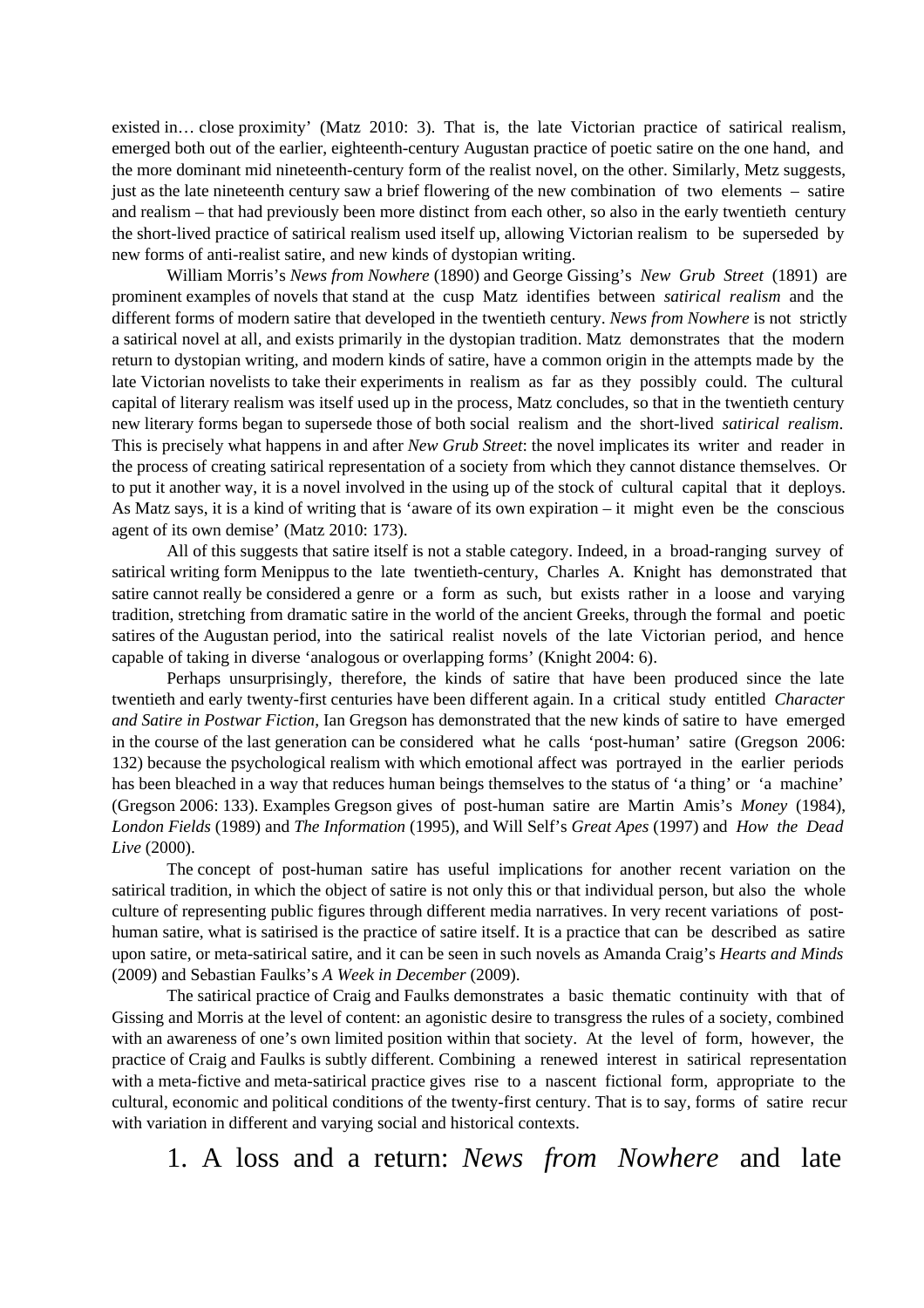existed in… close proximity' (Matz 2010: 3). That is, the late Victorian practice of satirical realism, emerged both out of the earlier, eighteenth-century Augustan practice of poetic satire on the one hand, and the more dominant mid nineteenth-century form of the realist novel, on the other. Similarly, Metz suggests, just as the late nineteenth century saw a brief flowering of the new combination of two elements – satire and realism – that had previously been more distinct from each other, so also in the early twentieth century the short-lived practice of satirical realism used itself up, allowing Victorian realism to be superseded by new forms of anti-realist satire, and new kinds of dystopian writing.

William Morris's *News from Nowhere* (1890) and George Gissing's *New Grub Street* (1891) are prominent examples of novels that stand at the cusp Matz identifies between *satirical realism* and the different forms of modern satire that developed in the twentieth century. *News from Nowhere* is not strictly a satirical novel at all, and exists primarily in the dystopian tradition. Matz demonstrates that the modern return to dystopian writing, and modern kinds of satire, have a common origin in the attempts made by the late Victorian novelists to take their experiments in realism as far as they possibly could. The cultural capital of literary realism was itself used up in the process, Matz concludes, so that in the twentieth century new literary forms began to supersede those of both social realism and the short-lived *satirical realism*. This is precisely what happens in and after *New Grub Street*: the novel implicates its writer and reader in the process of creating satirical representation of a society from which they cannot distance themselves. Or to put it another way, it is a novel involved in the using up of the stock of cultural capital that it deploys. As Matz says, it is a kind of writing that is 'aware of its own expiration – it might even be the conscious agent of its own demise' (Matz 2010: 173).

All of this suggests that satire itself is not a stable category. Indeed, in a broad-ranging survey of satirical writing form Menippus to the late twentieth-century, Charles A. Knight has demonstrated that satire cannot really be considered a genre or a form as such, but exists rather in a loose and varying tradition, stretching from dramatic satire in the world of the ancient Greeks, through the formal and poetic satires of the Augustan period, into the satirical realist novels of the late Victorian period, and hence capable of taking in diverse 'analogous or overlapping forms' (Knight 2004: 6).

Perhaps unsurprisingly, therefore, the kinds of satire that have been produced since the late twentieth and early twenty-first centuries have been different again. In a critical study entitled *Character and Satire in Postwar Fiction*, Ian Gregson has demonstrated that the new kinds of satire to have emerged in the course of the last generation can be considered what he calls 'post-human' satire (Gregson 2006: 132) because the psychological realism with which emotional affect was portrayed in the earlier periods has been bleached in a way that reduces human beings themselves to the status of 'a thing' or 'a machine' (Gregson 2006: 133). Examples Gregson gives of post-human satire are Martin Amis's *Money* (1984), *London Fields* (1989) and *The Information* (1995), and Will Self's *Great Apes* (1997) and *How the Dead Live* (2000).

The concept of post-human satire has useful implications for another recent variation on the satirical tradition, in which the object of satire is not only this or that individual person, but also the whole culture of representing public figures through different media narratives. In very recent variations of post-human satire, what is satirised is the practice of satire itself. It is a practice that can be described as satire upon satire, or meta-satirical satire, and it can be seen in such novels as Amanda Craig's *Hearts and Minds* (2009) and Sebastian Faulks's *A Week in December* (2009).

The satirical practice of Craig and Faulks demonstrates a basic thematic continuity with that of Gissing and Morris at the level of content: an agonistic desire to transgress the rules of a society, combined with an awareness of one's own limited position within that society. At the level of form, however, the practice of Craig and Faulks is subtly different. Combining a renewed interest in satirical representation with a meta-fictive and meta-satirical practice gives rise to a nascent fictional form, appropriate to the cultural, economic and political conditions of the twenty-first century. That is to say, forms of satire recur with variation in different and varying social and historical contexts.

## 1. A loss and a return: *News from Nowhere* and late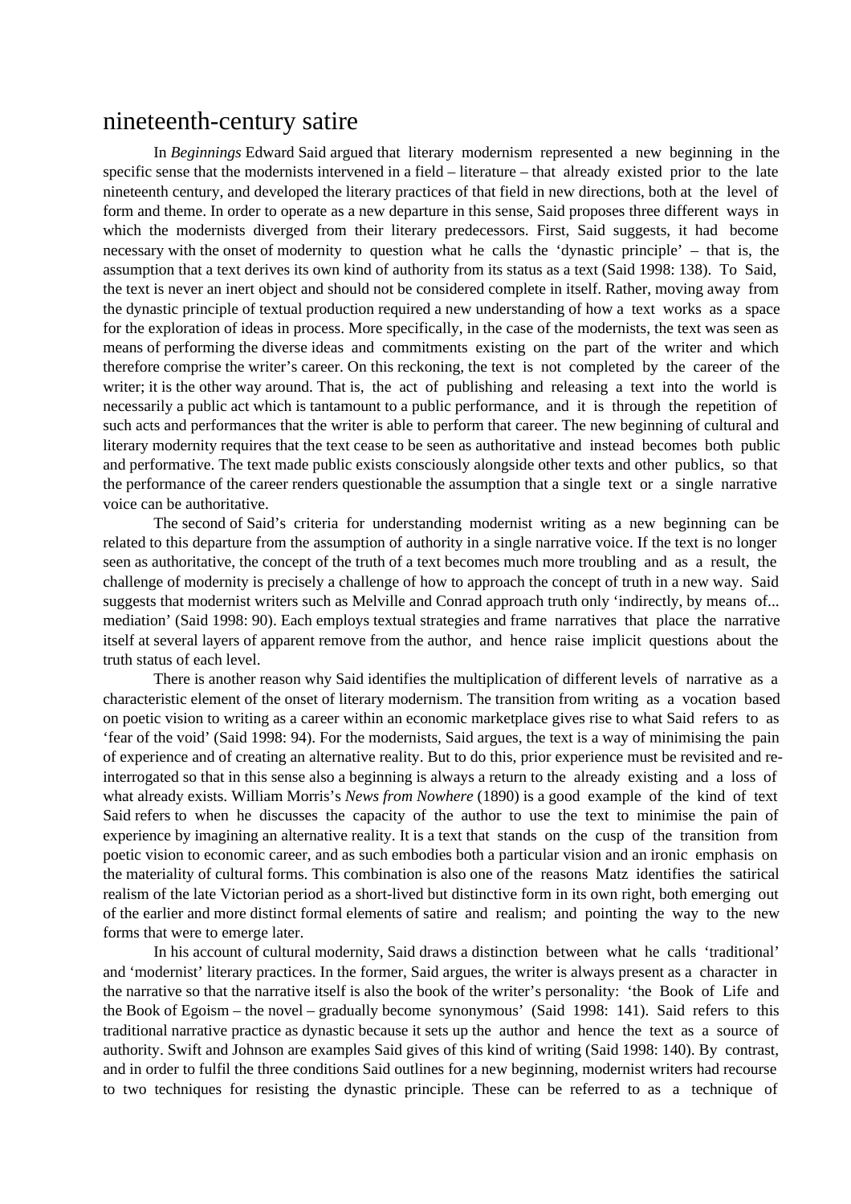# nineteenth-century satire

In *Beginnings* Edward Said argued that literary modernism represented a new beginning in the specific sense that the modernists intervened in a field – literature – that already existed prior to the late nineteenth century, and developed the literary practices of that field in new directions, both at the level of form and theme. In order to operate as a new departure in this sense, Said proposes three different ways in which the modernists diverged from their literary predecessors. First, Said suggests, it had become necessary with the onset of modernity to question what he calls the 'dynastic principle' – that is, the assumption that a text derives its own kind of authority from its status as a text (Said 1998: 138). To Said, the text is never an inert object and should not be considered complete in itself. Rather, moving away from the dynastic principle of textual production required a new understanding of how a text works as a space for the exploration of ideas in process. More specifically, in the case of the modernists, the text was seen as means of performing the diverse ideas and commitments existing on the part of the writer and which therefore comprise the writer's career. On this reckoning, the text is not completed by the career of the writer; it is the other way around. That is, the act of publishing and releasing a text into the world is necessarily a public act which is tantamount to a public performance, and it is through the repetition of such acts and performances that the writer is able to perform that career. The new beginning of cultural and literary modernity requires that the text cease to be seen as authoritative and instead becomes both public and performative. The text made public exists consciously alongside other texts and other publics, so that the performance of the career renders questionable the assumption that a single text or a single narrative voice can be authoritative.

The second of Said's criteria for understanding modernist writing as a new beginning can be related to this departure from the assumption of authority in a single narrative voice. If the text is no longer seen as authoritative, the concept of the truth of a text becomes much more troubling and as a result, the challenge of modernity is precisely a challenge of how to approach the concept of truth in a new way. Said suggests that modernist writers such as Melville and Conrad approach truth only 'indirectly, by means of... mediation' (Said 1998: 90). Each employs textual strategies and frame narratives that place the narrative itself at several layers of apparent remove from the author, and hence raise implicit questions about the truth status of each level.

There is another reason why Said identifies the multiplication of different levels of narrative as a characteristic element of the onset of literary modernism. The transition from writing as a vocation based on poetic vision to writing as a career within an economic marketplace gives rise to what Said refers to as 'fear of the void' (Said 1998: 94). For the modernists, Said argues, the text is a way of minimising the pain of experience and of creating an alternative reality. But to do this, prior experience must be revisited and re-interrogated so that in this sense also a beginning is always a return to the already existing and a loss of what already exists. William Morris's *News from Nowhere* (1890) is a good example of the kind of text Said refers to when he discusses the capacity of the author to use the text to minimise the pain of experience by imagining an alternative reality. It is a text that stands on the cusp of the transition from poetic vision to economic career, and as such embodies both a particular vision and an ironic emphasis on the materiality of cultural forms. This combination is also one of the reasons Matz identifies the satirical realism of the late Victorian period as a short-lived but distinctive form in its own right, both emerging out of the earlier and more distinct formal elements of satire and realism; and pointing the way to the new forms that were to emerge later.

In his account of cultural modernity, Said draws a distinction between what he calls 'traditional' and 'modernist' literary practices. In the former, Said argues, the writer is always present as a character in the narrative so that the narrative itself is also the book of the writer's personality: 'the Book of Life and the Book of Egoism – the novel – gradually become synonymous' (Said 1998: 141). Said refers to this traditional narrative practice as dynastic because it sets up the author and hence the text as a source of authority. Swift and Johnson are examples Said gives of this kind of writing (Said 1998: 140). By contrast, and in order to fulfil the three conditions Said outlines for a new beginning, modernist writers had recourse to two techniques for resisting the dynastic principle. These can be referred to as a technique of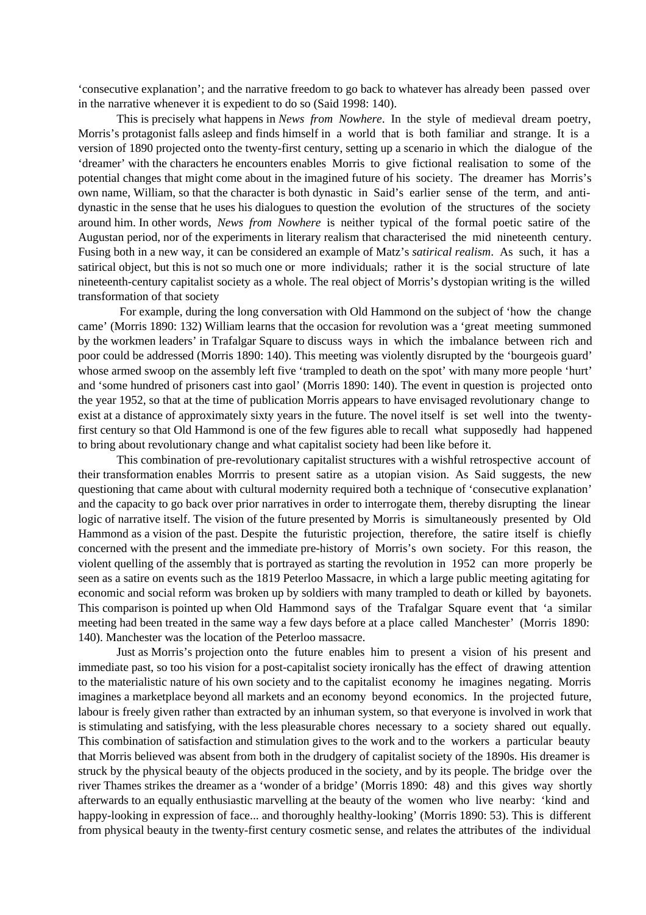‘consecutive explanation’; and the narrative freedom to go back to whatever has already been passed over in the narrative whenever it is expedient to do so (Said 1998: 140).

This is precisely what happens in *News from Nowhere*. In the style of medieval dream poetry, Morris’s protagonist falls asleep and finds himself in a world that is both familiar and strange. It is a version of 1890 projected onto the twenty-first century, setting up a scenario in which the dialogue of the ‘dreamer’ with the characters he encounters enables Morris to give fictional realisation to some of the potential changes that might come about in the imagined future of his society. The dreamer has Morris’s own name, William, so that the character is both dynastic in Said’s earlier sense of the term, and anti-dynastic in the sense that he uses his dialogues to question the evolution of the structures of the society around him. In other words, *News from Nowhere* is neither typical of the formal poetic satire of the Augustan period, nor of the experiments in literary realism that characterised the mid nineteenth century. Fusing both in a new way, it can be considered an example of Matz’s *satirical realism*. As such, it has a satirical object, but this is not so much one or more individuals; rather it is the social structure of late nineteenth-century capitalist society as a whole. The real object of Morris’s dystopian writing is the willed transformation of that society

For example, during the long conversation with Old Hammond on the subject of ‘how the change came’ (Morris 1890: 132) William learns that the occasion for revolution was a ‘great meeting summoned by the workmen leaders’ in Trafalgar Square to discuss ways in which the imbalance between rich and poor could be addressed (Morris 1890: 140). This meeting was violently disrupted by the ‘bourgeois guard’ whose armed swoop on the assembly left five ‘trampled to death on the spot’ with many more people ‘hurt’ and ‘some hundred of prisoners cast into gaol’ (Morris 1890: 140). The event in question is projected onto the year 1952, so that at the time of publication Morris appears to have envisaged revolutionary change to exist at a distance of approximately sixty years in the future. The novel itself is set well into the twenty-first century so that Old Hammond is one of the few figures able to recall what supposedly had happened to bring about revolutionary change and what capitalist society had been like before it.

This combination of pre-revolutionary capitalist structures with a wishful retrospective account of their transformation enables Morrris to present satire as a utopian vision. As Said suggests, the new questioning that came about with cultural modernity required both a technique of ‘consecutive explanation’ and the capacity to go back over prior narratives in order to interrogate them, thereby disrupting the linear logic of narrative itself. The vision of the future presented by Morris is simultaneously presented by Old Hammond as a vision of the past. Despite the futuristic projection, therefore, the satire itself is chiefly concerned with the present and the immediate pre-history of Morris’s own society. For this reason, the violent quelling of the assembly that is portrayed as starting the revolution in 1952 can more properly be seen as a satire on events such as the 1819 Peterloo Massacre, in which a large public meeting agitating for economic and social reform was broken up by soldiers with many trampled to death or killed by bayonets. This comparison is pointed up when Old Hammond says of the Trafalgar Square event that ‘a similar meeting had been treated in the same way a few days before at a place called Manchester’ (Morris 1890: 140). Manchester was the location of the Peterloo massacre.

Just as Morris’s projection onto the future enables him to present a vision of his present and immediate past, so too his vision for a post-capitalist society ironically has the effect of drawing attention to the materialistic nature of his own society and to the capitalist economy he imagines negating. Morris imagines a marketplace beyond all markets and an economy beyond economics. In the projected future, labour is freely given rather than extracted by an inhuman system, so that everyone is involved in work that is stimulating and satisfying, with the less pleasurable chores necessary to a society shared out equally. This combination of satisfaction and stimulation gives to the work and to the workers a particular beauty that Morris believed was absent from both in the drudgery of capitalist society of the 1890s. His dreamer is struck by the physical beauty of the objects produced in the society, and by its people. The bridge over the river Thames strikes the dreamer as a ‘wonder of a bridge’ (Morris 1890: 48) and this gives way shortly afterwards to an equally enthusiastic marvelling at the beauty of the women who live nearby: ‘kind and happy-looking in expression of face... and thoroughly healthy-looking’ (Morris 1890: 53). This is different from physical beauty in the twenty-first century cosmetic sense, and relates the attributes of the individual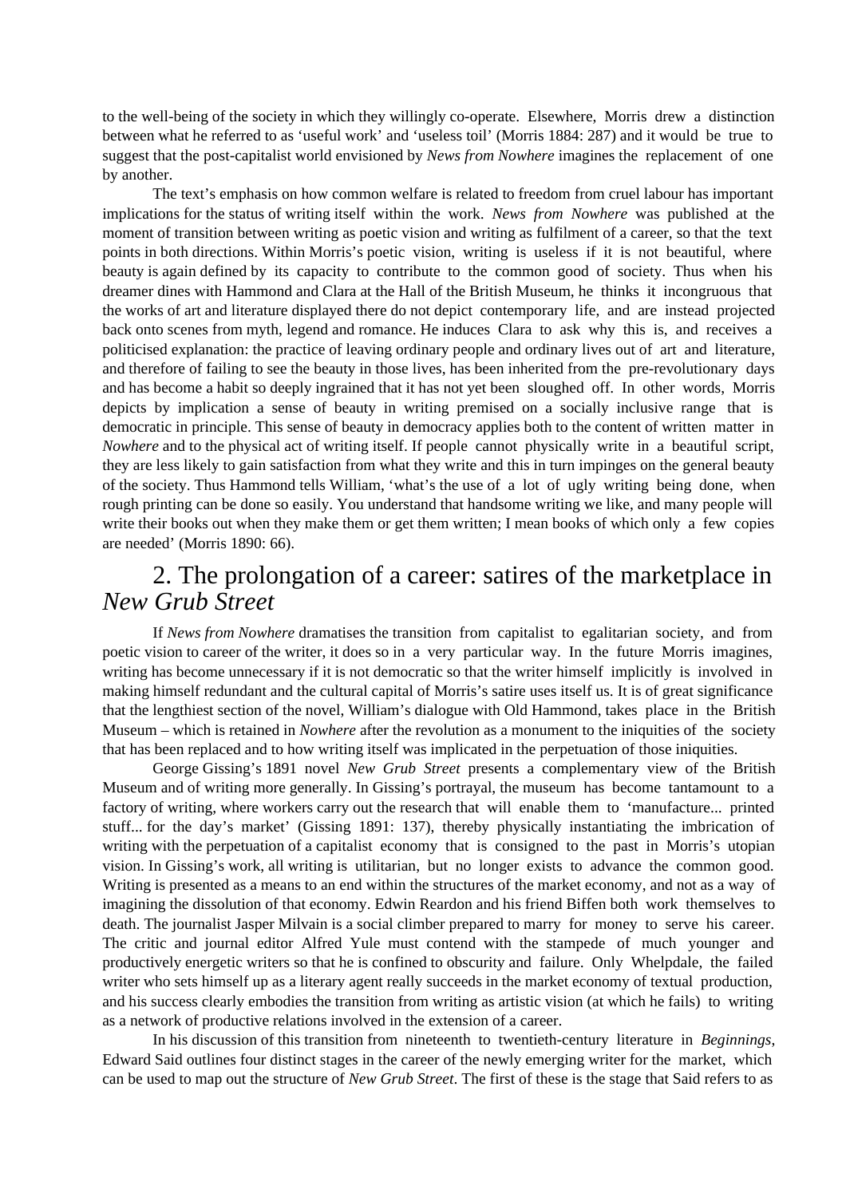to the well-being of the society in which they willingly co-operate. Elsewhere, Morris drew a distinction between what he referred to as 'useful work' and 'useless toil' (Morris 1884: 287) and it would be true to suggest that the post-capitalist world envisioned by *News from Nowhere* imagines the replacement of one by another.

The text's emphasis on how common welfare is related to freedom from cruel labour has important implications for the status of writing itself within the work. *News from Nowhere* was published at the moment of transition between writing as poetic vision and writing as fulfilment of a career, so that the text points in both directions. Within Morris's poetic vision, writing is useless if it is not beautiful, where beauty is again defined by its capacity to contribute to the common good of society. Thus when his dreamer dines with Hammond and Clara at the Hall of the British Museum, he thinks it incongruous that the works of art and literature displayed there do not depict contemporary life, and are instead projected back onto scenes from myth, legend and romance. He induces Clara to ask why this is, and receives a politicised explanation: the practice of leaving ordinary people and ordinary lives out of art and literature, and therefore of failing to see the beauty in those lives, has been inherited from the pre-revolutionary days and has become a habit so deeply ingrained that it has not yet been sloughed off. In other words, Morris depicts by implication a sense of beauty in writing premised on a socially inclusive range that is democratic in principle. This sense of beauty in democracy applies both to the content of written matter in *Nowhere* and to the physical act of writing itself. If people cannot physically write in a beautiful script, they are less likely to gain satisfaction from what they write and this in turn impinges on the general beauty of the society. Thus Hammond tells William, 'what's the use of a lot of ugly writing being done, when rough printing can be done so easily. You understand that handsome writing we like, and many people will write their books out when they make them or get them written; I mean books of which only a few copies are needed' (Morris 1890: 66).

## 2. The prolongation of a career: satires of the marketplace in *New Grub Street*

If *News from Nowhere* dramatises the transition from capitalist to egalitarian society, and from poetic vision to career of the writer, it does so in a very particular way. In the future Morris imagines, writing has become unnecessary if it is not democratic so that the writer himself implicitly is involved in making himself redundant and the cultural capital of Morris's satire uses itself us. It is of great significance that the lengthiest section of the novel, William's dialogue with Old Hammond, takes place in the British Museum – which is retained in *Nowhere* after the revolution as a monument to the iniquities of the society that has been replaced and to how writing itself was implicated in the perpetuation of those iniquities.

George Gissing's 1891 novel *New Grub Street* presents a complementary view of the British Museum and of writing more generally. In Gissing's portrayal, the museum has become tantamount to a factory of writing, where workers carry out the research that will enable them to 'manufacture... printed stuff... for the day's market' (Gissing 1891: 137), thereby physically instantiating the imbrication of writing with the perpetuation of a capitalist economy that is consigned to the past in Morris's utopian vision. In Gissing's work, all writing is utilitarian, but no longer exists to advance the common good. Writing is presented as a means to an end within the structures of the market economy, and not as a way of imagining the dissolution of that economy. Edwin Reardon and his friend Biffen both work themselves to death. The journalist Jasper Milvain is a social climber prepared to marry for money to serve his career. The critic and journal editor Alfred Yule must contend with the stampede of much younger and productively energetic writers so that he is confined to obscurity and failure. Only Whelpdale, the failed writer who sets himself up as a literary agent really succeeds in the market economy of textual production, and his success clearly embodies the transition from writing as artistic vision (at which he fails) to writing as a network of productive relations involved in the extension of a career.

In his discussion of this transition from nineteenth to twentieth-century literature in *Beginnings*, Edward Said outlines four distinct stages in the career of the newly emerging writer for the market, which can be used to map out the structure of *New Grub Street*. The first of these is the stage that Said refers to as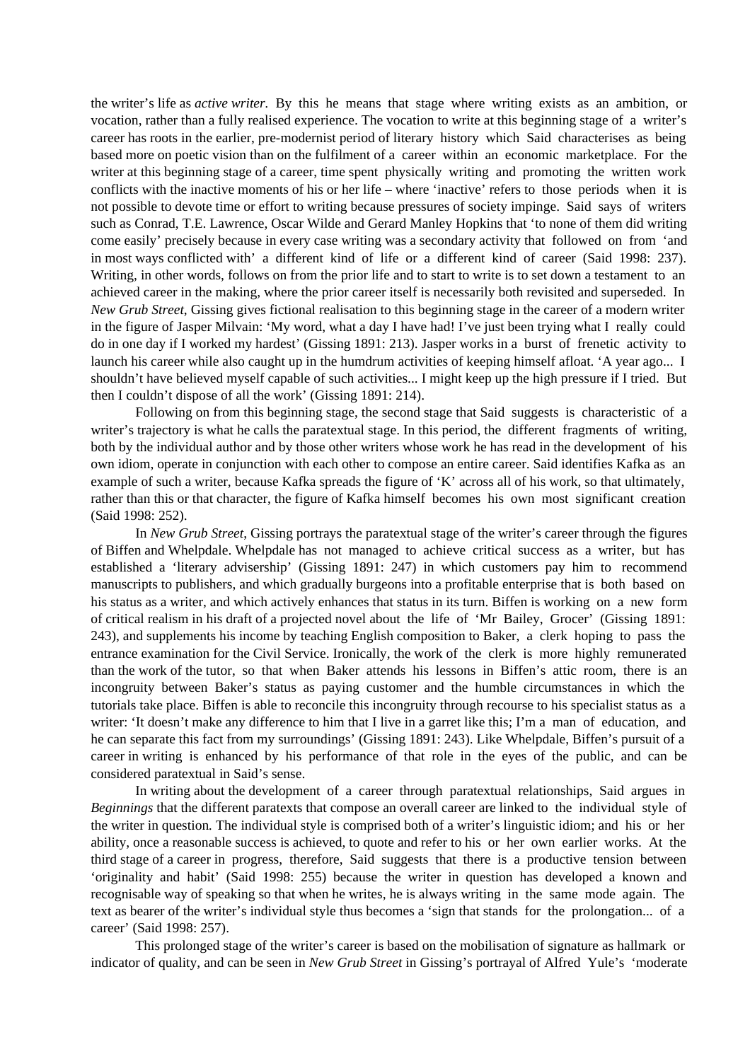the writer's life as *active writer*. By this he means that stage where writing exists as an ambition, or vocation, rather than a fully realised experience. The vocation to write at this beginning stage of a writer's career has roots in the earlier, pre-modernist period of literary history which Said characterises as being based more on poetic vision than on the fulfilment of a career within an economic marketplace. For the writer at this beginning stage of a career, time spent physically writing and promoting the written work conflicts with the inactive moments of his or her life – where 'inactive' refers to those periods when it is not possible to devote time or effort to writing because pressures of society impinge. Said says of writers such as Conrad, T.E. Lawrence, Oscar Wilde and Gerard Manley Hopkins that 'to none of them did writing come easily' precisely because in every case writing was a secondary activity that followed on from 'and in most ways conflicted with' a different kind of life or a different kind of career (Said 1998: 237). Writing, in other words, follows on from the prior life and to start to write is to set down a testament to an achieved career in the making, where the prior career itself is necessarily both revisited and superseded. In *New Grub Street*, Gissing gives fictional realisation to this beginning stage in the career of a modern writer in the figure of Jasper Milvain: 'My word, what a day I have had! I've just been trying what I really could do in one day if I worked my hardest' (Gissing 1891: 213). Jasper works in a burst of frenetic activity to launch his career while also caught up in the humdrum activities of keeping himself afloat. 'A year ago... I shouldn't have believed myself capable of such activities... I might keep up the high pressure if I tried. But then I couldn't dispose of all the work' (Gissing 1891: 214).

Following on from this beginning stage, the second stage that Said suggests is characteristic of a writer's trajectory is what he calls the paratextual stage. In this period, the different fragments of writing, both by the individual author and by those other writers whose work he has read in the development of his own idiom, operate in conjunction with each other to compose an entire career. Said identifies Kafka as an example of such a writer, because Kafka spreads the figure of 'K' across all of his work, so that ultimately, rather than this or that character, the figure of Kafka himself becomes his own most significant creation (Said 1998: 252).

In *New Grub Street*, Gissing portrays the paratextual stage of the writer's career through the figures of Biffen and Whelpdale. Whelpdale has not managed to achieve critical success as a writer, but has established a 'literary advisership' (Gissing 1891: 247) in which customers pay him to recommend manuscripts to publishers, and which gradually burgeons into a profitable enterprise that is both based on his status as a writer, and which actively enhances that status in its turn. Biffen is working on a new form of critical realism in his draft of a projected novel about the life of 'Mr Bailey, Grocer' (Gissing 1891: 243), and supplements his income by teaching English composition to Baker, a clerk hoping to pass the entrance examination for the Civil Service. Ironically, the work of the clerk is more highly remunerated than the work of the tutor, so that when Baker attends his lessons in Biffen's attic room, there is an incongruity between Baker's status as paying customer and the humble circumstances in which the tutorials take place. Biffen is able to reconcile this incongruity through recourse to his specialist status as a writer: 'It doesn't make any difference to him that I live in a garret like this; I'm a man of education, and he can separate this fact from my surroundings' (Gissing 1891: 243). Like Whelpdale, Biffen's pursuit of a career in writing is enhanced by his performance of that role in the eyes of the public, and can be considered paratextual in Said's sense.

In writing about the development of a career through paratextual relationships, Said argues in *Beginnings* that the different paratexts that compose an overall career are linked to the individual style of the writer in question. The individual style is comprised both of a writer's linguistic idiom; and his or her ability, once a reasonable success is achieved, to quote and refer to his or her own earlier works. At the third stage of a career in progress, therefore, Said suggests that there is a productive tension between 'originality and habit' (Said 1998: 255) because the writer in question has developed a known and recognisable way of speaking so that when he writes, he is always writing in the same mode again. The text as bearer of the writer's individual style thus becomes a 'sign that stands for the prolongation... of a career' (Said 1998: 257).

This prolonged stage of the writer's career is based on the mobilisation of signature as hallmark or indicator of quality, and can be seen in *New Grub Street* in Gissing's portrayal of Alfred Yule's 'moderate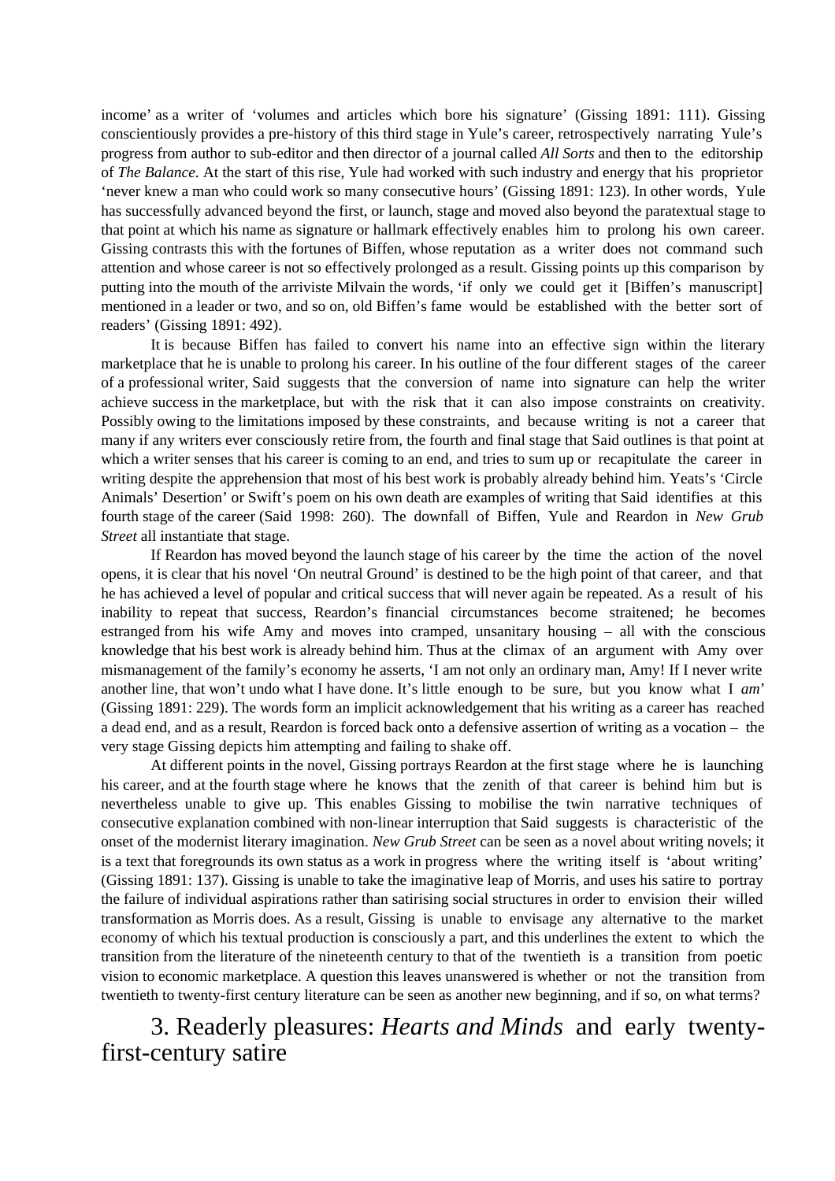income' as a writer of 'volumes and articles which bore his signature' (Gissing 1891: 111). Gissing conscientiously provides a pre-history of this third stage in Yule's career, retrospectively narrating Yule's progress from author to sub-editor and then director of a journal called *All Sorts* and then to the editorship of *The Balance.* At the start of this rise, Yule had worked with such industry and energy that his proprietor 'never knew a man who could work so many consecutive hours' (Gissing 1891: 123). In other words, Yule has successfully advanced beyond the first, or launch, stage and moved also beyond the paratextual stage to that point at which his name as signature or hallmark effectively enables him to prolong his own career. Gissing contrasts this with the fortunes of Biffen, whose reputation as a writer does not command such attention and whose career is not so effectively prolonged as a result. Gissing points up this comparison by putting into the mouth of the arriviste Milvain the words, 'if only we could get it [Biffen's manuscript] mentioned in a leader or two, and so on, old Biffen's fame would be established with the better sort of readers' (Gissing 1891: 492).

It is because Biffen has failed to convert his name into an effective sign within the literary marketplace that he is unable to prolong his career. In his outline of the four different stages of the career of a professional writer, Said suggests that the conversion of name into signature can help the writer achieve success in the marketplace, but with the risk that it can also impose constraints on creativity. Possibly owing to the limitations imposed by these constraints, and because writing is not a career that many if any writers ever consciously retire from, the fourth and final stage that Said outlines is that point at which a writer senses that his career is coming to an end, and tries to sum up or recapitulate the career in writing despite the apprehension that most of his best work is probably already behind him. Yeats's 'Circle Animals' Desertion' or Swift's poem on his own death are examples of writing that Said identifies at this fourth stage of the career (Said 1998: 260). The downfall of Biffen, Yule and Reardon in *New Grub Street* all instantiate that stage.

If Reardon has moved beyond the launch stage of his career by the time the action of the novel opens, it is clear that his novel 'On neutral Ground' is destined to be the high point of that career, and that he has achieved a level of popular and critical success that will never again be repeated. As a result of his inability to repeat that success, Reardon's financial circumstances become straitened; he becomes estranged from his wife Amy and moves into cramped, unsanitary housing – all with the conscious knowledge that his best work is already behind him. Thus at the climax of an argument with Amy over mismanagement of the family's economy he asserts, 'I am not only an ordinary man, Amy! If I never write another line, that won't undo what I have done. It's little enough to be sure, but you know what I *am*' (Gissing 1891: 229). The words form an implicit acknowledgement that his writing as a career has reached a dead end, and as a result, Reardon is forced back onto a defensive assertion of writing as a vocation – the very stage Gissing depicts him attempting and failing to shake off.

At different points in the novel, Gissing portrays Reardon at the first stage where he is launching his career, and at the fourth stage where he knows that the zenith of that career is behind him but is nevertheless unable to give up. This enables Gissing to mobilise the twin narrative techniques of consecutive explanation combined with non-linear interruption that Said suggests is characteristic of the onset of the modernist literary imagination. *New Grub Street* can be seen as a novel about writing novels; it is a text that foregrounds its own status as a work in progress where the writing itself is 'about writing' (Gissing 1891: 137). Gissing is unable to take the imaginative leap of Morris, and uses his satire to portray the failure of individual aspirations rather than satirising social structures in order to envision their willed transformation as Morris does. As a result, Gissing is unable to envisage any alternative to the market economy of which his textual production is consciously a part, and this underlines the extent to which the transition from the literature of the nineteenth century to that of the twentieth is a transition from poetic vision to economic marketplace. A question this leaves unanswered is whether or not the transition from twentieth to twenty-first century literature can be seen as another new beginning, and if so, on what terms?

## 3. Readerly pleasures: *Hearts and Minds* and early twenty-first-century satire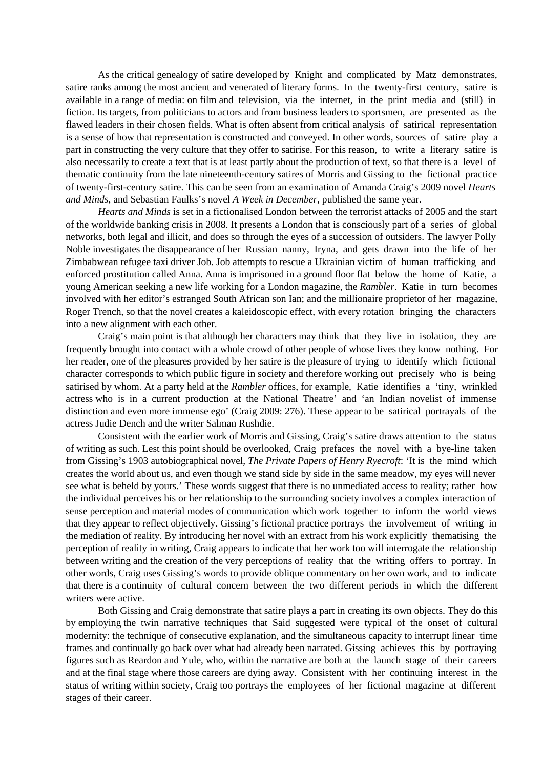As the critical genealogy of satire developed by Knight and complicated by Matz demonstrates, satire ranks among the most ancient and venerated of literary forms. In the twenty-first century, satire is available in a range of media: on film and television, via the internet, in the print media and (still) in fiction. Its targets, from politicians to actors and from business leaders to sportsmen, are presented as the flawed leaders in their chosen fields. What is often absent from critical analysis of satirical representation is a sense of how that representation is constructed and conveyed. In other words, sources of satire play a part in constructing the very culture that they offer to satirise. For this reason, to write a literary satire is also necessarily to create a text that is at least partly about the production of text, so that there is a level of thematic continuity from the late nineteenth-century satires of Morris and Gissing to the fictional practice of twenty-first-century satire. This can be seen from an examination of Amanda Craig's 2009 novel *Hearts and Minds*, and Sebastian Faulks's novel *A Week in December*, published the same year.

*Hearts and Minds* is set in a fictionalised London between the terrorist attacks of 2005 and the start of the worldwide banking crisis in 2008. It presents a London that is consciously part of a series of global networks, both legal and illicit, and does so through the eyes of a succession of outsiders. The lawyer Polly Noble investigates the disappearance of her Russian nanny, Iryna, and gets drawn into the life of her Zimbabwean refugee taxi driver Job. Job attempts to rescue a Ukrainian victim of human trafficking and enforced prostitution called Anna. Anna is imprisoned in a ground floor flat below the home of Katie, a young American seeking a new life working for a London magazine, the *Rambler*. Katie in turn becomes involved with her editor's estranged South African son Ian; and the millionaire proprietor of her magazine, Roger Trench, so that the novel creates a kaleidoscopic effect, with every rotation bringing the characters into a new alignment with each other.

Craig's main point is that although her characters may think that they live in isolation, they are frequently brought into contact with a whole crowd of other people of whose lives they know nothing. For her reader, one of the pleasures provided by her satire is the pleasure of trying to identify which fictional character corresponds to which public figure in society and therefore working out precisely who is being satirised by whom. At a party held at the *Rambler* offices, for example, Katie identifies a 'tiny, wrinkled actress who is in a current production at the National Theatre' and 'an Indian novelist of immense distinction and even more immense ego' (Craig 2009: 276). These appear to be satirical portrayals of the actress Judie Dench and the writer Salman Rushdie.

Consistent with the earlier work of Morris and Gissing, Craig's satire draws attention to the status of writing as such. Lest this point should be overlooked, Craig prefaces the novel with a bye-line taken from Gissing's 1903 autobiographical novel, *The Private Papers of Henry Ryecroft*: 'It is the mind which creates the world about us, and even though we stand side by side in the same meadow, my eyes will never see what is beheld by yours.' These words suggest that there is no unmediated access to reality; rather how the individual perceives his or her relationship to the surrounding society involves a complex interaction of sense perception and material modes of communication which work together to inform the world views that they appear to reflect objectively. Gissing's fictional practice portrays the involvement of writing in the mediation of reality. By introducing her novel with an extract from his work explicitly thematising the perception of reality in writing, Craig appears to indicate that her work too will interrogate the relationship between writing and the creation of the very perceptions of reality that the writing offers to portray. In other words, Craig uses Gissing's words to provide oblique commentary on her own work, and to indicate that there is a continuity of cultural concern between the two different periods in which the different writers were active.

Both Gissing and Craig demonstrate that satire plays a part in creating its own objects. They do this by employing the twin narrative techniques that Said suggested were typical of the onset of cultural modernity: the technique of consecutive explanation, and the simultaneous capacity to interrupt linear time frames and continually go back over what had already been narrated. Gissing achieves this by portraying figures such as Reardon and Yule, who, within the narrative are both at the launch stage of their careers and at the final stage where those careers are dying away. Consistent with her continuing interest in the status of writing within society, Craig too portrays the employees of her fictional magazine at different stages of their career.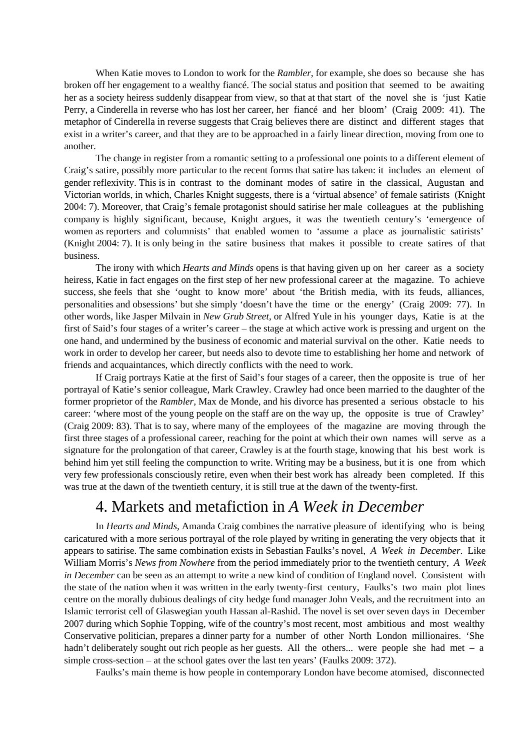When Katie moves to London to work for the *Rambler*, for example, she does so because she has broken off her engagement to a wealthy fiancé. The social status and position that seemed to be awaiting her as a society heiress suddenly disappear from view, so that at that start of the novel she is 'just Katie Perry, a Cinderella in reverse who has lost her career, her fiancé and her bloom' (Craig 2009: 41). The metaphor of Cinderella in reverse suggests that Craig believes there are distinct and different stages that exist in a writer's career, and that they are to be approached in a fairly linear direction, moving from one to another.

The change in register from a romantic setting to a professional one points to a different element of Craig's satire, possibly more particular to the recent forms that satire has taken: it includes an element of gender reflexivity. This is in contrast to the dominant modes of satire in the classical, Augustan and Victorian worlds, in which, Charles Knight suggests, there is a 'virtual absence' of female satirists (Knight 2004: 7). Moreover, that Craig's female protagonist should satirise her male colleagues at the publishing company is highly significant, because, Knight argues, it was the twentieth century's 'emergence of women as reporters and columnists' that enabled women to 'assume a place as journalistic satirists' (Knight 2004: 7). It is only being in the satire business that makes it possible to create satires of that business.

The irony with which *Hearts and Minds* opens is that having given up on her career as a society heiress, Katie in fact engages on the first step of her new professional career at the magazine. To achieve success, she feels that she 'ought to know more' about 'the British media, with its feuds, alliances, personalities and obsessions' but she simply 'doesn't have the time or the energy' (Craig 2009: 77). In other words, like Jasper Milvain in *New Grub Street*, or Alfred Yule in his younger days, Katie is at the first of Said's four stages of a writer's career – the stage at which active work is pressing and urgent on the one hand, and undermined by the business of economic and material survival on the other. Katie needs to work in order to develop her career, but needs also to devote time to establishing her home and network of friends and acquaintances, which directly conflicts with the need to work.

If Craig portrays Katie at the first of Said's four stages of a career, then the opposite is true of her portrayal of Katie's senior colleague, Mark Crawley. Crawley had once been married to the daughter of the former proprietor of the *Rambler*, Max de Monde, and his divorce has presented a serious obstacle to his career: 'where most of the young people on the staff are on the way up, the opposite is true of Crawley' (Craig 2009: 83). That is to say, where many of the employees of the magazine are moving through the first three stages of a professional career, reaching for the point at which their own names will serve as a signature for the prolongation of that career, Crawley is at the fourth stage, knowing that his best work is behind him yet still feeling the compunction to write. Writing may be a business, but it is one from which very few professionals consciously retire, even when their best work has already been completed. If this was true at the dawn of the twentieth century, it is still true at the dawn of the twenty-first.

## 4. Markets and metafiction in *A Week in December*

In *Hearts and Minds*, Amanda Craig combines the narrative pleasure of identifying who is being caricatured with a more serious portrayal of the role played by writing in generating the very objects that it appears to satirise. The same combination exists in Sebastian Faulks's novel, *A Week in December*. Like William Morris's *News from Nowhere* from the period immediately prior to the twentieth century, *A Week in December* can be seen as an attempt to write a new kind of condition of England novel. Consistent with the state of the nation when it was written in the early twenty-first century, Faulks's two main plot lines centre on the morally dubious dealings of city hedge fund manager John Veals, and the recruitment into an Islamic terrorist cell of Glaswegian youth Hassan al-Rashid. The novel is set over seven days in December 2007 during which Sophie Topping, wife of the country's most recent, most ambitious and most wealthy Conservative politician, prepares a dinner party for a number of other North London millionaires. 'She hadn't deliberately sought out rich people as her guests. All the others... were people she had met – a simple cross-section – at the school gates over the last ten years' (Faulks 2009: 372).

Faulks's main theme is how people in contemporary London have become atomised, disconnected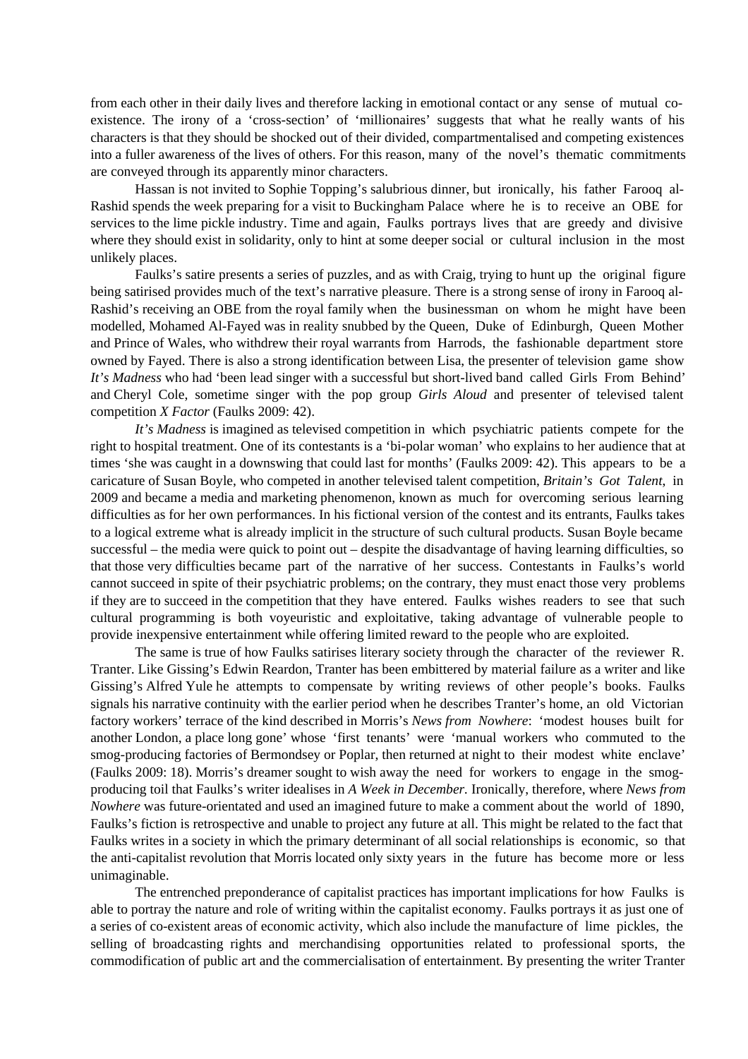from each other in their daily lives and therefore lacking in emotional contact or any sense of mutual co-existence. The irony of a 'cross-section' of 'millionaires' suggests that what he really wants of his characters is that they should be shocked out of their divided, compartmentalised and competing existences into a fuller awareness of the lives of others. For this reason, many of the novel's thematic commitments are conveyed through its apparently minor characters.

Hassan is not invited to Sophie Topping's salubrious dinner, but ironically, his father Farooq al-Rashid spends the week preparing for a visit to Buckingham Palace where he is to receive an OBE for services to the lime pickle industry. Time and again, Faulks portrays lives that are greedy and divisive where they should exist in solidarity, only to hint at some deeper social or cultural inclusion in the most unlikely places.

Faulks's satire presents a series of puzzles, and as with Craig, trying to hunt up the original figure being satirised provides much of the text's narrative pleasure. There is a strong sense of irony in Farooq al-Rashid's receiving an OBE from the royal family when the businessman on whom he might have been modelled, Mohamed Al-Fayed was in reality snubbed by the Queen, Duke of Edinburgh, Queen Mother and Prince of Wales, who withdrew their royal warrants from Harrods, the fashionable department store owned by Fayed. There is also a strong identification between Lisa, the presenter of television game show *It's Madness* who had 'been lead singer with a successful but short-lived band called Girls From Behind' and Cheryl Cole, sometime singer with the pop group *Girls Aloud* and presenter of televised talent competition *X Factor* (Faulks 2009: 42).

*It's Madness* is imagined as televised competition in which psychiatric patients compete for the right to hospital treatment. One of its contestants is a 'bi-polar woman' who explains to her audience that at times 'she was caught in a downswing that could last for months' (Faulks 2009: 42). This appears to be a caricature of Susan Boyle, who competed in another televised talent competition, *Britain's Got Talent*, in 2009 and became a media and marketing phenomenon, known as much for overcoming serious learning difficulties as for her own performances. In his fictional version of the contest and its entrants, Faulks takes to a logical extreme what is already implicit in the structure of such cultural products. Susan Boyle became successful – the media were quick to point out – despite the disadvantage of having learning difficulties, so that those very difficulties became part of the narrative of her success. Contestants in Faulks's world cannot succeed in spite of their psychiatric problems; on the contrary, they must enact those very problems if they are to succeed in the competition that they have entered. Faulks wishes readers to see that such cultural programming is both voyeuristic and exploitative, taking advantage of vulnerable people to provide inexpensive entertainment while offering limited reward to the people who are exploited.

The same is true of how Faulks satirises literary society through the character of the reviewer R. Tranter. Like Gissing's Edwin Reardon, Tranter has been embittered by material failure as a writer and like Gissing's Alfred Yule he attempts to compensate by writing reviews of other people's books. Faulks signals his narrative continuity with the earlier period when he describes Tranter's home, an old Victorian factory workers' terrace of the kind described in Morris's *News from Nowhere*: 'modest houses built for another London, a place long gone' whose 'first tenants' were 'manual workers who commuted to the smog-producing factories of Bermondsey or Poplar, then returned at night to their modest white enclave' (Faulks 2009: 18). Morris's dreamer sought to wish away the need for workers to engage in the smog-producing toil that Faulks's writer idealises in *A Week in December.* Ironically, therefore, where *News from Nowhere* was future-orientated and used an imagined future to make a comment about the world of 1890, Faulks's fiction is retrospective and unable to project any future at all. This might be related to the fact that Faulks writes in a society in which the primary determinant of all social relationships is economic, so that the anti-capitalist revolution that Morris located only sixty years in the future has become more or less unimaginable.

The entrenched preponderance of capitalist practices has important implications for how Faulks is able to portray the nature and role of writing within the capitalist economy. Faulks portrays it as just one of a series of co-existent areas of economic activity, which also include the manufacture of lime pickles, the selling of broadcasting rights and merchandising opportunities related to professional sports, the commodification of public art and the commercialisation of entertainment. By presenting the writer Tranter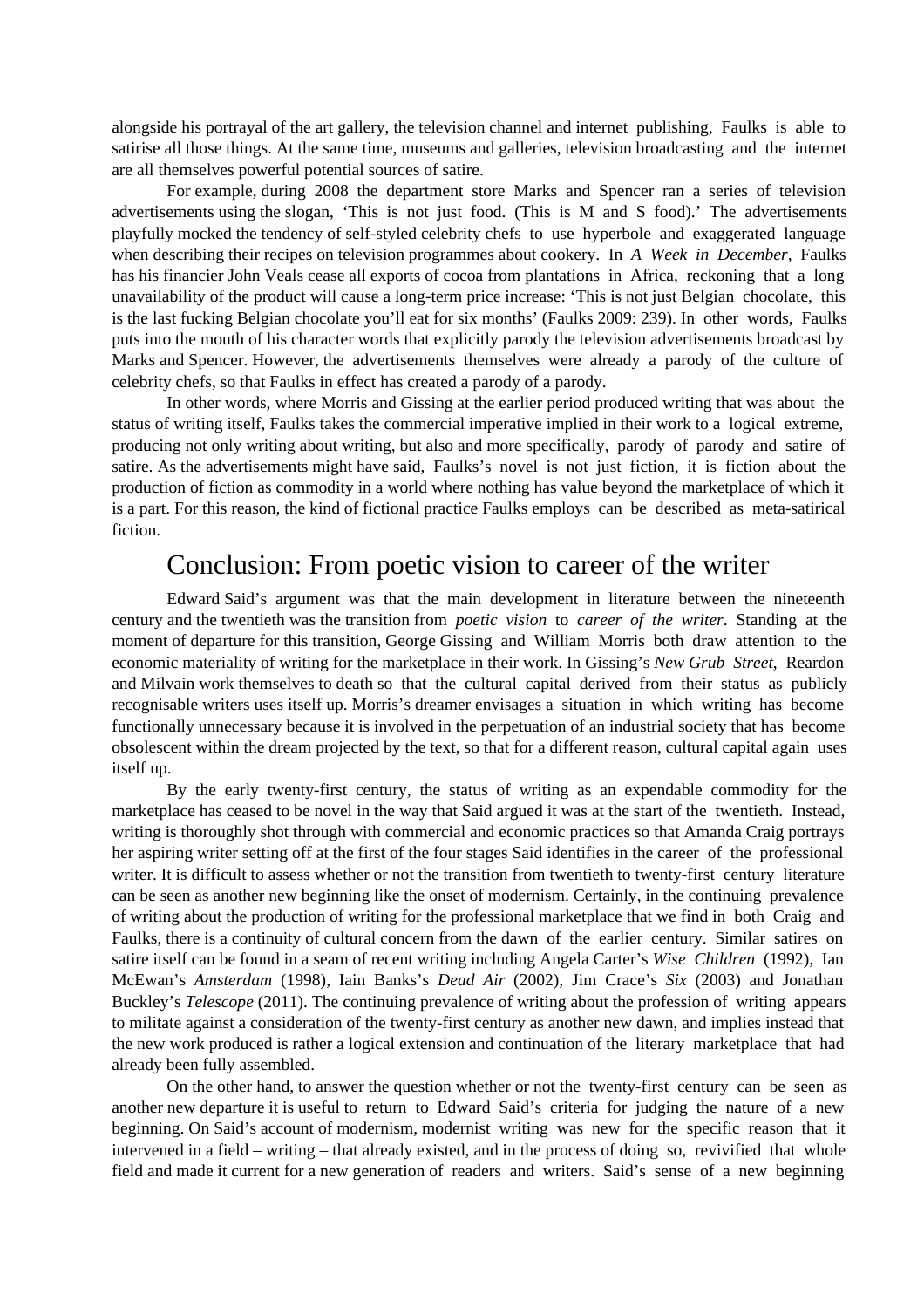alongside his portrayal of the art gallery, the television channel and internet publishing, Faulks is able to satirise all those things. At the same time, museums and galleries, television broadcasting and the internet are all themselves powerful potential sources of satire.

For example, during 2008 the department store Marks and Spencer ran a series of television advertisements using the slogan, 'This is not just food. (This is M and S food).' The advertisements playfully mocked the tendency of self-styled celebrity chefs to use hyperbole and exaggerated language when describing their recipes on television programmes about cookery. In *A Week in December*, Faulks has his financier John Veals cease all exports of cocoa from plantations in Africa, reckoning that a long unavailability of the product will cause a long-term price increase: 'This is not just Belgian chocolate, this is the last fucking Belgian chocolate you'll eat for six months' (Faulks 2009: 239). In other words, Faulks puts into the mouth of his character words that explicitly parody the television advertisements broadcast by Marks and Spencer. However, the advertisements themselves were already a parody of the culture of celebrity chefs, so that Faulks in effect has created a parody of a parody.

In other words, where Morris and Gissing at the earlier period produced writing that was about the status of writing itself, Faulks takes the commercial imperative implied in their work to a logical extreme, producing not only writing about writing, but also and more specifically, parody of parody and satire of satire. As the advertisements might have said, Faulks's novel is not just fiction, it is fiction about the production of fiction as commodity in a world where nothing has value beyond the marketplace of which it is a part. For this reason, the kind of fictional practice Faulks employs can be described as meta-satirical fiction.

## Conclusion: From poetic vision to career of the writer

Edward Said's argument was that the main development in literature between the nineteenth century and the twentieth was the transition from *poetic vision* to *career of the writer*. Standing at the moment of departure for this transition, George Gissing and William Morris both draw attention to the economic materiality of writing for the marketplace in their work. In Gissing's *New Grub Street*, Reardon and Milvain work themselves to death so that the cultural capital derived from their status as publicly recognisable writers uses itself up. Morris's dreamer envisages a situation in which writing has become functionally unnecessary because it is involved in the perpetuation of an industrial society that has become obsolescent within the dream projected by the text, so that for a different reason, cultural capital again uses itself up.

By the early twenty-first century, the status of writing as an expendable commodity for the marketplace has ceased to be novel in the way that Said argued it was at the start of the twentieth. Instead, writing is thoroughly shot through with commercial and economic practices so that Amanda Craig portrays her aspiring writer setting off at the first of the four stages Said identifies in the career of the professional writer. It is difficult to assess whether or not the transition from twentieth to twenty-first century literature can be seen as another new beginning like the onset of modernism. Certainly, in the continuing prevalence of writing about the production of writing for the professional marketplace that we find in both Craig and Faulks, there is a continuity of cultural concern from the dawn of the earlier century. Similar satires on satire itself can be found in a seam of recent writing including Angela Carter's *Wise Children* (1992), Ian McEwan's *Amsterdam* (1998), Iain Banks's *Dead Air* (2002), Jim Crace's *Six* (2003) and Jonathan Buckley's *Telescope* (2011). The continuing prevalence of writing about the profession of writing appears to militate against a consideration of the twenty-first century as another new dawn, and implies instead that the new work produced is rather a logical extension and continuation of the literary marketplace that had already been fully assembled.

On the other hand, to answer the question whether or not the twenty-first century can be seen as another new departure it is useful to return to Edward Said's criteria for judging the nature of a new beginning. On Said's account of modernism, modernist writing was new for the specific reason that it intervened in a field – writing – that already existed, and in the process of doing so, revivified that whole field and made it current for a new generation of readers and writers. Said's sense of a new beginning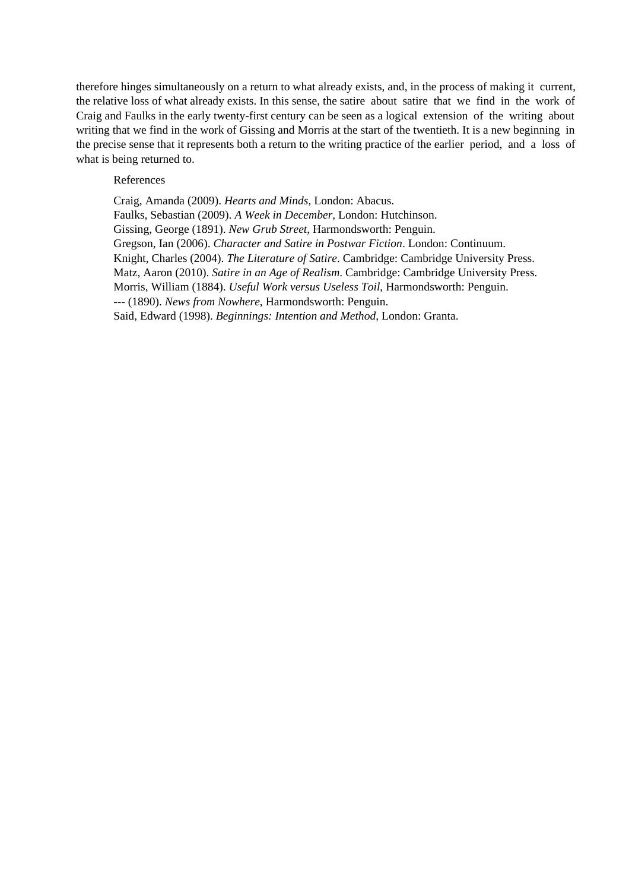therefore hinges simultaneously on a return to what already exists, and, in the process of making it current, the relative loss of what already exists. In this sense, the satire about satire that we find in the work of Craig and Faulks in the early twenty-first century can be seen as a logical extension of the writing about writing that we find in the work of Gissing and Morris at the start of the twentieth. It is a new beginning in the precise sense that it represents both a return to the writing practice of the earlier period, and a loss of what is being returned to.

References

Craig, Amanda (2009). *Hearts and Minds*, London: Abacus.
Faulks, Sebastian (2009). *A Week in December*, London: Hutchinson.
Gissing, George (1891). *New Grub Street*, Harmondsworth: Penguin.
Gregson, Ian (2006). *Character and Satire in Postwar Fiction*. London: Continuum.
Knight, Charles (2004). *The Literature of Satire*. Cambridge: Cambridge University Press.
Matz, Aaron (2010). *Satire in an Age of Realism*. Cambridge: Cambridge University Press.
Morris, William (1884). *Useful Work versus Useless Toil*, Harmondsworth: Penguin.
--- (1890). *News from Nowhere*, Harmondsworth: Penguin.
Said, Edward (1998). *Beginnings: Intention and Method*, London: Granta.